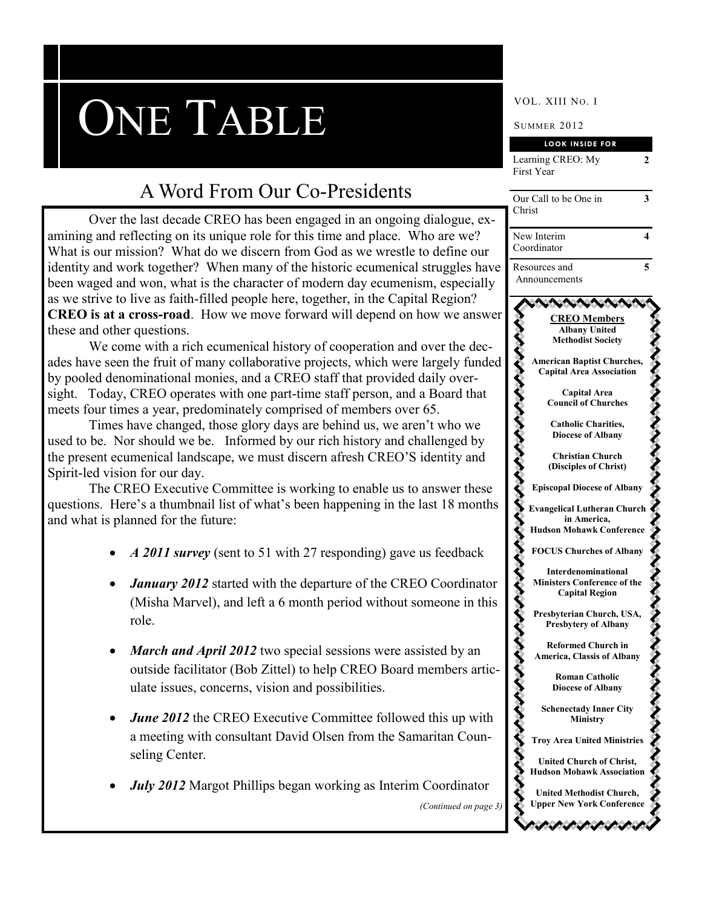# ONE TABLE

VOL. XIII NO. I

SUMMER 2012

**LOOK INSIDE FOR**

| | |
|---|---|
| Learning CREO: My First Year | 2 |
| Our Call to be One in Christ | 3 |
| New Interim Coordinator | 4 |
| Resources and Announcements | 5 |

## A Word From Our Co-Presidents

Over the last decade CREO has been engaged in an ongoing dialogue, examining and reflecting on its unique role for this time and place. Who are we? What is our mission? What do we discern from God as we wrestle to define our identity and work together? When many of the historic ecumenical struggles have been waged and won, what is the character of modern day ecumenism, especially as we strive to live as faith-filled people here, together, in the Capital Region? **CREO is at a cross-road**. How we move forward will depend on how we answer these and other questions.

We come with a rich ecumenical history of cooperation and over the decades have seen the fruit of many collaborative projects, which were largely funded by pooled denominational monies, and a CREO staff that provided daily oversight. Today, CREO operates with one part-time staff person, and a Board that meets four times a year, predominately comprised of members over 65.

Times have changed, those glory days are behind us, we aren't who we used to be. Nor should we be. Informed by our rich history and challenged by the present ecumenical landscape, we must discern afresh CREO'S identity and Spirit-led vision for our day.

The CREO Executive Committee is working to enable us to answer these questions. Here's a thumbnail list of what's been happening in the last 18 months and what is planned for the future:

- ***A 2011 survey*** (sent to 51 with 27 responding) gave us feedback
- ***January 2012*** started with the departure of the CREO Coordinator (Misha Marvel), and left a 6 month period without someone in this role.
- ***March and April 2012*** two special sessions were assisted by an outside facilitator (Bob Zittel) to help CREO Board members articulate issues, concerns, vision and possibilities.
- ***June 2012*** the CREO Executive Committee followed this up with a meeting with consultant David Olsen from the Samaritan Counseling Center.
- ***July 2012*** Margot Phillips began working as Interim Coordinator

*(Continued on page 3)*

**CREO Members**

**Albany United Methodist Society**

**American Baptist Churches, Capital Area Association**

**Capital Area Council of Churches**

**Catholic Charities, Diocese of Albany**

**Christian Church (Disciples of Christ)**

**Episcopal Diocese of Albany**

**Evangelical Lutheran Church in America, Hudson Mohawk Conference**

**FOCUS Churches of Albany**

**Interdenominational Ministers Conference of the Capital Region**

**Presbyterian Church, USA, Presbytery of Albany**

**Reformed Church in America, Classis of Albany**

**Roman Catholic Diocese of Albany**

**Schenectady Inner City Ministry**

**Troy Area United Ministries**

**United Church of Christ, Hudson Mohawk Association**

**United Methodist Church, Upper New York Conference**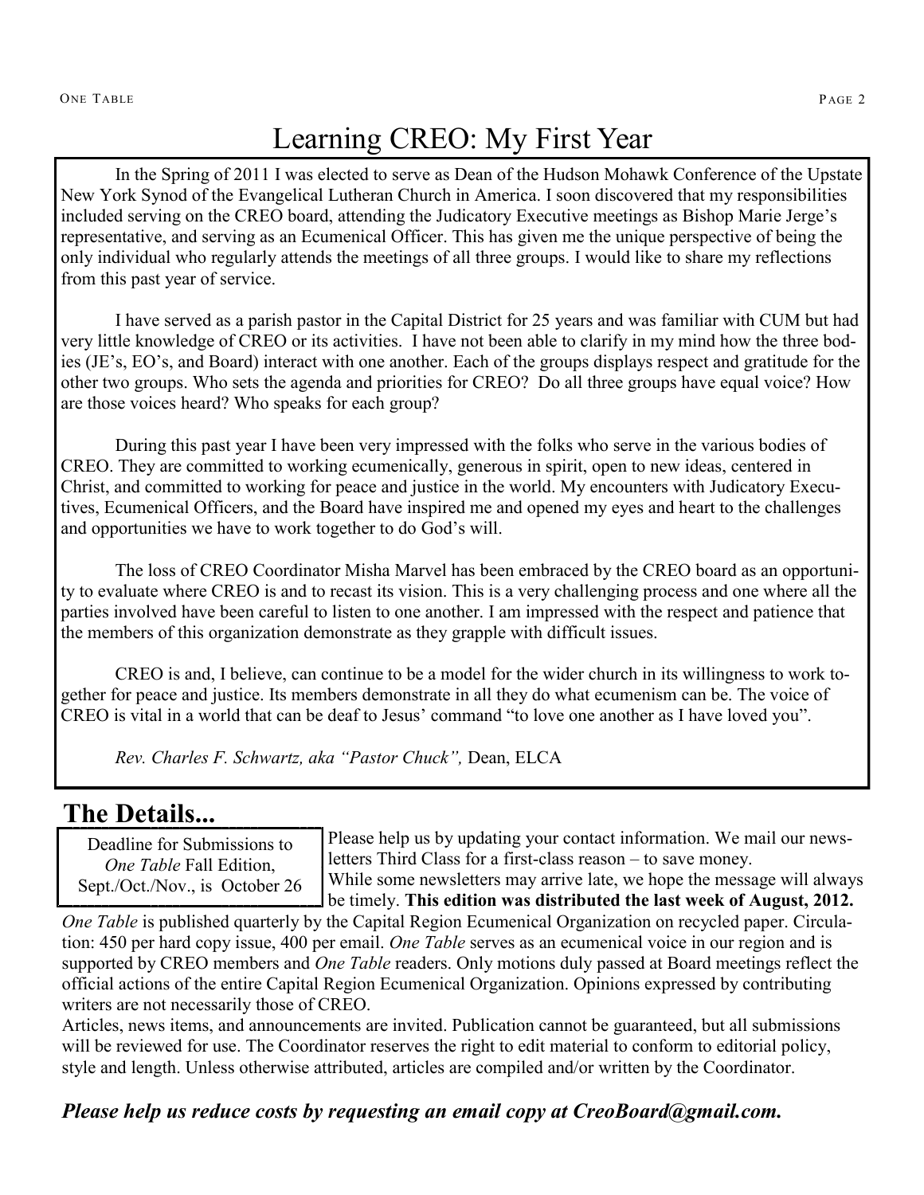# Learning CREO: My First Year

In the Spring of 2011 I was elected to serve as Dean of the Hudson Mohawk Conference of the Upstate New York Synod of the Evangelical Lutheran Church in America. I soon discovered that my responsibilities included serving on the CREO board, attending the Judicatory Executive meetings as Bishop Marie Jerge's representative, and serving as an Ecumenical Officer. This has given me the unique perspective of being the only individual who regularly attends the meetings of all three groups. I would like to share my reflections from this past year of service.

I have served as a parish pastor in the Capital District for 25 years and was familiar with CUM but had very little knowledge of CREO or its activities. I have not been able to clarify in my mind how the three bodies (JE's, EO's, and Board) interact with one another. Each of the groups displays respect and gratitude for the other two groups. Who sets the agenda and priorities for CREO? Do all three groups have equal voice? How are those voices heard? Who speaks for each group?

During this past year I have been very impressed with the folks who serve in the various bodies of CREO. They are committed to working ecumenically, generous in spirit, open to new ideas, centered in Christ, and committed to working for peace and justice in the world. My encounters with Judicatory Executives, Ecumenical Officers, and the Board have inspired me and opened my eyes and heart to the challenges and opportunities we have to work together to do God's will.

The loss of CREO Coordinator Misha Marvel has been embraced by the CREO board as an opportunity to evaluate where CREO is and to recast its vision. This is a very challenging process and one where all the parties involved have been careful to listen to one another. I am impressed with the respect and patience that the members of this organization demonstrate as they grapple with difficult issues.

CREO is and, I believe, can continue to be a model for the wider church in its willingness to work together for peace and justice. Its members demonstrate in all they do what ecumenism can be. The voice of CREO is vital in a world that can be deaf to Jesus' command "to love one another as I have loved you".

*Rev. Charles F. Schwartz, aka "Pastor Chuck",* Dean, ELCA

## The Details...

Deadline for Submissions to *One Table* Fall Edition, Sept./Oct./Nov., is October 26

Please help us by updating your contact information. We mail our newsletters Third Class for a first-class reason – to save money. While some newsletters may arrive late, we hope the message will always be timely. **This edition was distributed the last week of August, 2012.**

*One Table* is published quarterly by the Capital Region Ecumenical Organization on recycled paper. Circulation: 450 per hard copy issue, 400 per email. *One Table* serves as an ecumenical voice in our region and is supported by CREO members and *One Table* readers. Only motions duly passed at Board meetings reflect the official actions of the entire Capital Region Ecumenical Organization. Opinions expressed by contributing writers are not necessarily those of CREO.

Articles, news items, and announcements are invited. Publication cannot be guaranteed, but all submissions will be reviewed for use. The Coordinator reserves the right to edit material to conform to editorial policy, style and length. Unless otherwise attributed, articles are compiled and/or written by the Coordinator.

***Please help us reduce costs by requesting an email copy at CreoBoard@gmail.com.***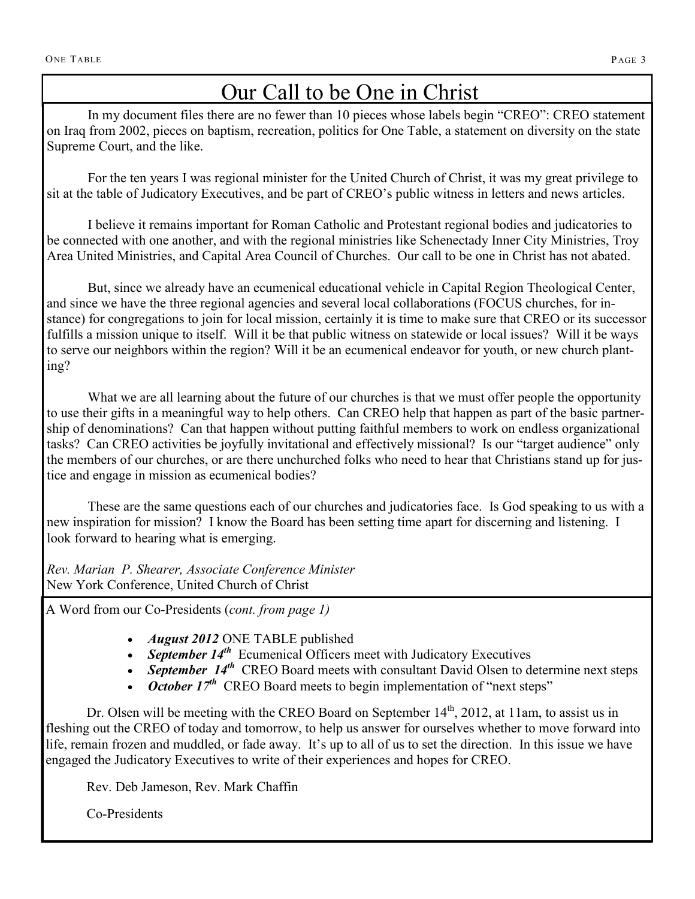# Our Call to be One in Christ

In my document files there are no fewer than 10 pieces whose labels begin "CREO": CREO statement on Iraq from 2002, pieces on baptism, recreation, politics for One Table, a statement on diversity on the state Supreme Court, and the like.

For the ten years I was regional minister for the United Church of Christ, it was my great privilege to sit at the table of Judicatory Executives, and be part of CREO's public witness in letters and news articles.

I believe it remains important for Roman Catholic and Protestant regional bodies and judicatories to be connected with one another, and with the regional ministries like Schenectady Inner City Ministries, Troy Area United Ministries, and Capital Area Council of Churches. Our call to be one in Christ has not abated.

But, since we already have an ecumenical educational vehicle in Capital Region Theological Center, and since we have the three regional agencies and several local collaborations (FOCUS churches, for instance) for congregations to join for local mission, certainly it is time to make sure that CREO or its successor fulfills a mission unique to itself. Will it be that public witness on statewide or local issues? Will it be ways to serve our neighbors within the region? Will it be an ecumenical endeavor for youth, or new church planting?

What we are all learning about the future of our churches is that we must offer people the opportunity to use their gifts in a meaningful way to help others. Can CREO help that happen as part of the basic partnership of denominations? Can that happen without putting faithful members to work on endless organizational tasks? Can CREO activities be joyfully invitational and effectively missional? Is our "target audience" only the members of our churches, or are there unchurched folks who need to hear that Christians stand up for justice and engage in mission as ecumenical bodies?

These are the same questions each of our churches and judicatories face. Is God speaking to us with a new inspiration for mission? I know the Board has been setting time apart for discerning and listening. I look forward to hearing what is emerging.

*Rev. Marian P. Shearer, Associate Conference Minister*
New York Conference, United Church of Christ

A Word from our Co-Presidents (*cont. from page 1)*

- ***August 2012*** ONE TABLE published
- ***September 14th*** Ecumenical Officers meet with Judicatory Executives
- ***September 14th*** CREO Board meets with consultant David Olsen to determine next steps
- ***October 17th*** CREO Board meets to begin implementation of "next steps"

Dr. Olsen will be meeting with the CREO Board on September 14th, 2012, at 11am, to assist us in fleshing out the CREO of today and tomorrow, to help us answer for ourselves whether to move forward into life, remain frozen and muddled, or fade away. It's up to all of us to set the direction. In this issue we have engaged the Judicatory Executives to write of their experiences and hopes for CREO.

Rev. Deb Jameson, Rev. Mark Chaffin

Co-Presidents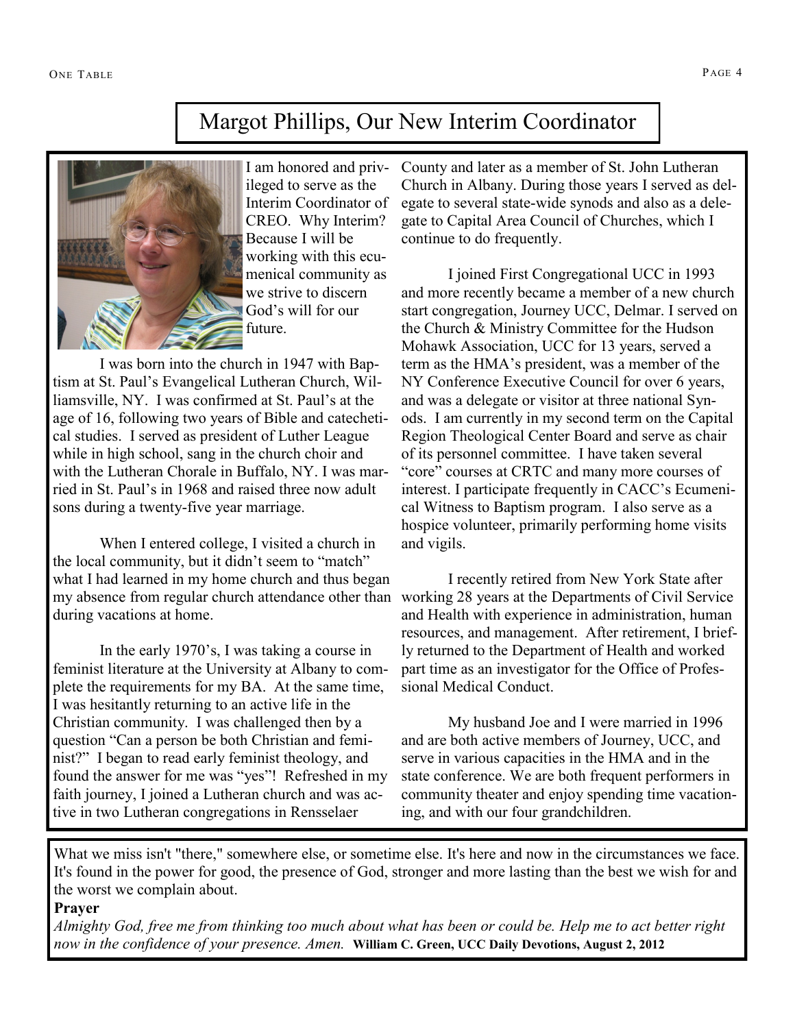# Margot Phillips, Our New Interim Coordinator

I am honored and privileged to serve as the Interim Coordinator of CREO. Why Interim? Because I will be working with this ecumenical community as we strive to discern God's will for our future.

I was born into the church in 1947 with Baptism at St. Paul's Evangelical Lutheran Church, Williamsville, NY. I was confirmed at St. Paul's at the age of 16, following two years of Bible and catechetical studies. I served as president of Luther League while in high school, sang in the church choir and with the Lutheran Chorale in Buffalo, NY. I was married in St. Paul's in 1968 and raised three now adult sons during a twenty-five year marriage.

When I entered college, I visited a church in the local community, but it didn't seem to "match" what I had learned in my home church and thus began my absence from regular church attendance other than during vacations at home.

In the early 1970's, I was taking a course in feminist literature at the University at Albany to complete the requirements for my BA. At the same time, I was hesitantly returning to an active life in the Christian community. I was challenged then by a question "Can a person be both Christian and feminist?" I began to read early feminist theology, and found the answer for me was "yes"! Refreshed in my faith journey, I joined a Lutheran church and was active in two Lutheran congregations in Rensselaer County and later as a member of St. John Lutheran Church in Albany. During those years I served as delegate to several state-wide synods and also as a delegate to Capital Area Council of Churches, which I continue to do frequently.

I joined First Congregational UCC in 1993 and more recently became a member of a new church start congregation, Journey UCC, Delmar. I served on the Church & Ministry Committee for the Hudson Mohawk Association, UCC for 13 years, served a term as the HMA's president, was a member of the NY Conference Executive Council for over 6 years, and was a delegate or visitor at three national Synods. I am currently in my second term on the Capital Region Theological Center Board and serve as chair of its personnel committee. I have taken several "core" courses at CRTC and many more courses of interest. I participate frequently in CACC's Ecumenical Witness to Baptism program. I also serve as a hospice volunteer, primarily performing home visits and vigils.

I recently retired from New York State after working 28 years at the Departments of Civil Service and Health with experience in administration, human resources, and management. After retirement, I briefly returned to the Department of Health and worked part time as an investigator for the Office of Professional Medical Conduct.

My husband Joe and I were married in 1996 and are both active members of Journey, UCC, and serve in various capacities in the HMA and in the state conference. We are both frequent performers in community theater and enjoy spending time vacationing, and with our four grandchildren.

---

What we miss isn't "there," somewhere else, or sometime else. It's here and now in the circumstances we face. It's found in the power for good, the presence of God, stronger and more lasting than the best we wish for and the worst we complain about.

**Prayer**

*Almighty God, free me from thinking too much about what has been or could be. Help me to act better right now in the confidence of your presence. Amen.* **William C. Green, UCC Daily Devotions, August 2, 2012**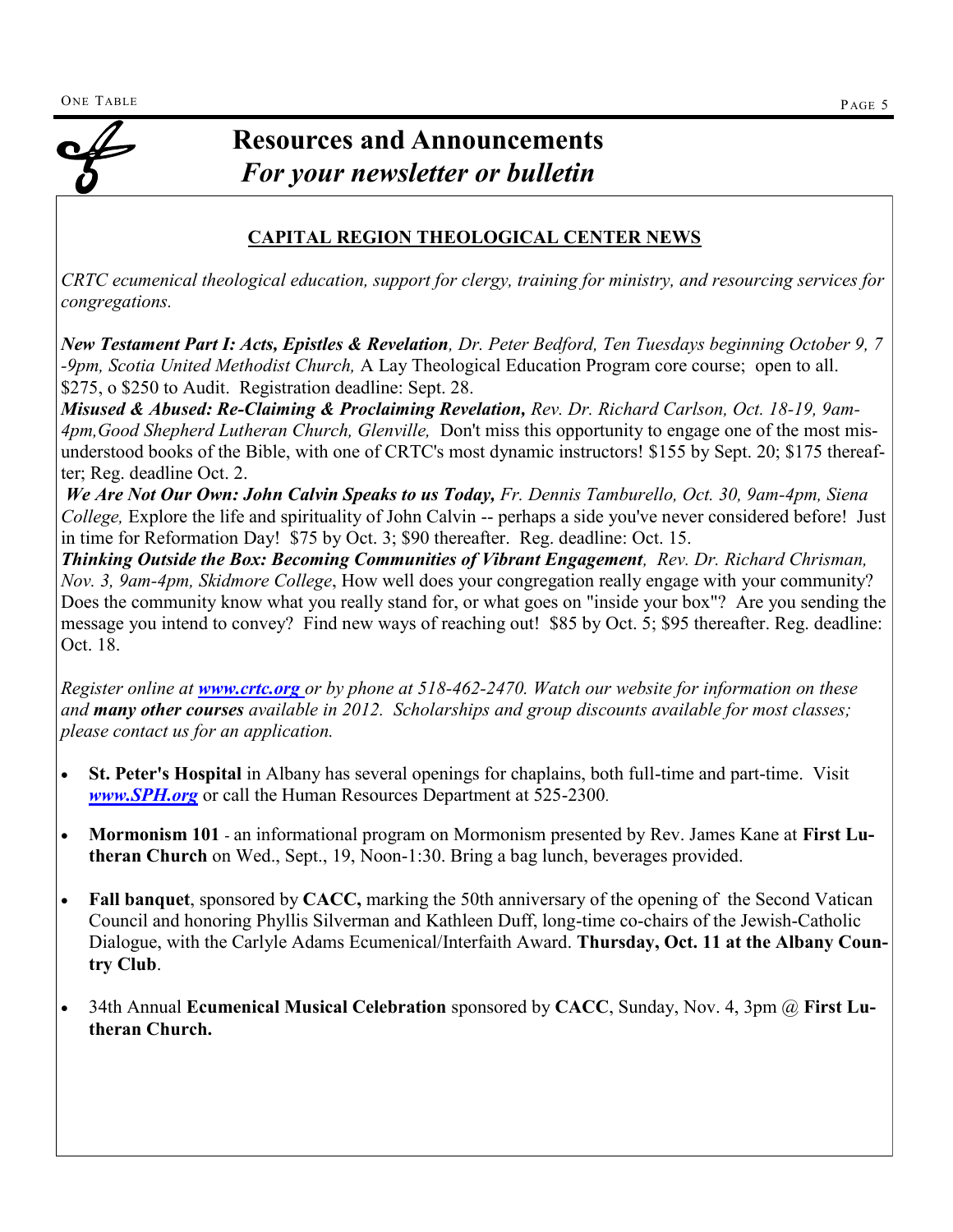# Resources and Announcements

## *For your newsletter or bulletin*

**CAPITAL REGION THEOLOGICAL CENTER NEWS**

*CRTC ecumenical theological education, support for clergy, training for ministry, and resourcing services for congregations.*

***New Testament Part I: Acts, Epistles & Revelation****, Dr. Peter Bedford, Ten Tuesdays beginning October 9, 7-9pm, Scotia United Methodist Church,* A Lay Theological Education Program core course; open to all. $275, o $250 to Audit. Registration deadline: Sept. 28.

***Misused & Abused: Re-Claiming & Proclaiming Revelation,*** *Rev. Dr. Richard Carlson, Oct. 18-19, 9am-4pm,Good Shepherd Lutheran Church, Glenville,* Don't miss this opportunity to engage one of the most misunderstood books of the Bible, with one of CRTC's most dynamic instructors! $155 by Sept. 20; $175 thereafter; Reg. deadline Oct. 2.

***We Are Not Our Own: John Calvin Speaks to us Today,*** *Fr. Dennis Tamburello, Oct. 30, 9am-4pm, Siena College,* Explore the life and spirituality of John Calvin -- perhaps a side you've never considered before! Just in time for Reformation Day! $75 by Oct. 3; $90 thereafter. Reg. deadline: Oct. 15.

***Thinking Outside the Box: Becoming Communities of Vibrant Engagement****, Rev. Dr. Richard Chrisman, Nov. 3, 9am-4pm, Skidmore College*, How well does your congregation really engage with your community? Does the community know what you really stand for, or what goes on "inside your box"? Are you sending the message you intend to convey? Find new ways of reaching out! $85 by Oct. 5; $95 thereafter. Reg. deadline: Oct. 18.

*Register online at* ***www.crtc.org*** *or by phone at 518-462-2470. Watch our website for information on these and* ***many other courses*** *available in 2012. Scholarships and group discounts available for most classes; please contact us for an application.*

- **St. Peter's Hospital** in Albany has several openings for chaplains, both full-time and part-time. Visit ***www.SPH.org*** or call the Human Resources Department at 525-2300.
- **Mormonism 101** - an informational program on Mormonism presented by Rev. James Kane at **First Lutheran Church** on Wed., Sept., 19, Noon-1:30. Bring a bag lunch, beverages provided.
- **Fall banquet**, sponsored by **CACC,** marking the 50th anniversary of the opening of the Second Vatican Council and honoring Phyllis Silverman and Kathleen Duff, long-time co-chairs of the Jewish-Catholic Dialogue, with the Carlyle Adams Ecumenical/Interfaith Award. **Thursday, Oct. 11 at the Albany Country Club**.
- 34th Annual **Ecumenical Musical Celebration** sponsored by **CACC**, Sunday, Nov. 4, 3pm @ **First Lutheran Church.**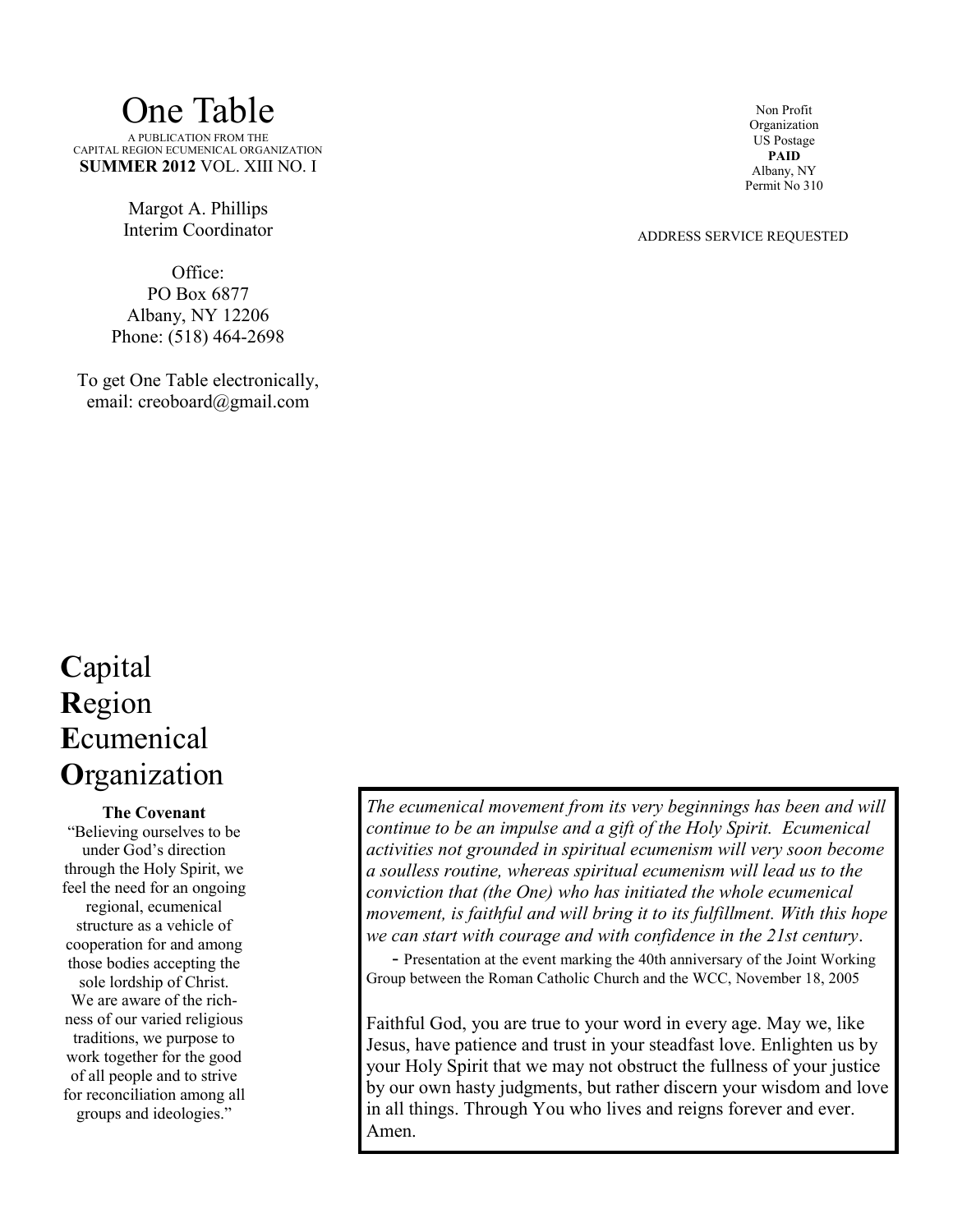# One Table

A PUBLICATION FROM THE
CAPITAL REGION ECUMENICAL ORGANIZATION
**SUMMER 2012** VOL. XIII NO. I

Margot A. Phillips
Interim Coordinator

Office:
PO Box 6877
Albany, NY 12206
Phone: (518) 464-2698

To get One Table electronically,
email: creoboard@gmail.com

Non Profit
Organization
US Postage
**PAID**
Albany, NY
Permit No 310

ADDRESS SERVICE REQUESTED

## **C**apital **R**egion **E**cumenical **O**rganization

**The Covenant**

"Believing ourselves to be under God's direction through the Holy Spirit, we feel the need for an ongoing regional, ecumenical structure as a vehicle of cooperation for and among those bodies accepting the sole lordship of Christ. We are aware of the richness of our varied religious traditions, we purpose to work together for the good of all people and to strive for reconciliation among all groups and ideologies."

*The ecumenical movement from its very beginnings has been and will continue to be an impulse and a gift of the Holy Spirit. Ecumenical activities not grounded in spiritual ecumenism will very soon become a soulless routine, whereas spiritual ecumenism will lead us to the conviction that (the One) who has initiated the whole ecumenical movement, is faithful and will bring it to its fulfillment. With this hope we can start with courage and with confidence in the 21st century*.

- Presentation at the event marking the 40th anniversary of the Joint Working Group between the Roman Catholic Church and the WCC, November 18, 2005

Faithful God, you are true to your word in every age. May we, like Jesus, have patience and trust in your steadfast love. Enlighten us by your Holy Spirit that we may not obstruct the fullness of your justice by our own hasty judgments, but rather discern your wisdom and love in all things. Through You who lives and reigns forever and ever. Amen.